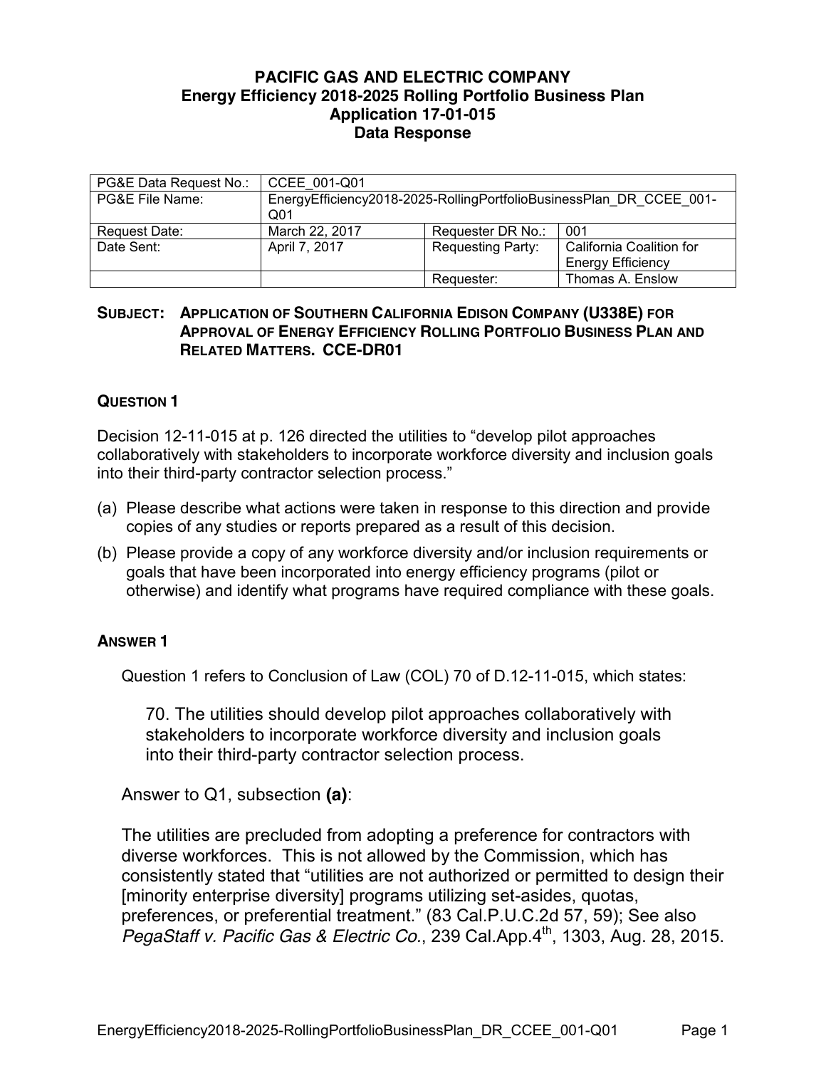**PACIFIC GAS AND ELECTRIC COMPANY**
**Energy Efficiency 2018-2025 Rolling Portfolio Business Plan**
**Application 17-01-015**
**Data Response**

| PG&E Data Request No.: | CCEE_001-Q01 | | |
|---|---|---|---|
| PG&E File Name: | EnergyEfficiency2018-2025-RollingPortfolioBusinessPlan_DR_CCEE_001-Q01 | | |
| Request Date: | March 22, 2017 | Requester DR No.: | 001 |
| Date Sent: | April 7, 2017 | Requesting Party: | California Coalition for Energy Efficiency |
| | | Requester: | Thomas A. Enslow |

**SUBJECT: APPLICATION OF SOUTHERN CALIFORNIA EDISON COMPANY (U338E) FOR APPROVAL OF ENERGY EFFICIENCY ROLLING PORTFOLIO BUSINESS PLAN AND RELATED MATTERS. CCE-DR01**

### QUESTION 1

Decision 12-11-015 at p. 126 directed the utilities to "develop pilot approaches collaboratively with stakeholders to incorporate workforce diversity and inclusion goals into their third-party contractor selection process."

(a) Please describe what actions were taken in response to this direction and provide copies of any studies or reports prepared as a result of this decision.

(b) Please provide a copy of any workforce diversity and/or inclusion requirements or goals that have been incorporated into energy efficiency programs (pilot or otherwise) and identify what programs have required compliance with these goals.

### ANSWER 1

Question 1 refers to Conclusion of Law (COL) 70 of D.12-11-015, which states:

> 70. The utilities should develop pilot approaches collaboratively with stakeholders to incorporate workforce diversity and inclusion goals into their third-party contractor selection process.

Answer to Q1, subsection **(a)**:

The utilities are precluded from adopting a preference for contractors with diverse workforces. This is not allowed by the Commission, which has consistently stated that "utilities are not authorized or permitted to design their [minority enterprise diversity] programs utilizing set-asides, quotas, preferences, or preferential treatment." (83 Cal.P.U.C.2d 57, 59); See also *PegaStaff v. Pacific Gas & Electric Co.*, 239 Cal.App.4th, 1303, Aug. 28, 2015.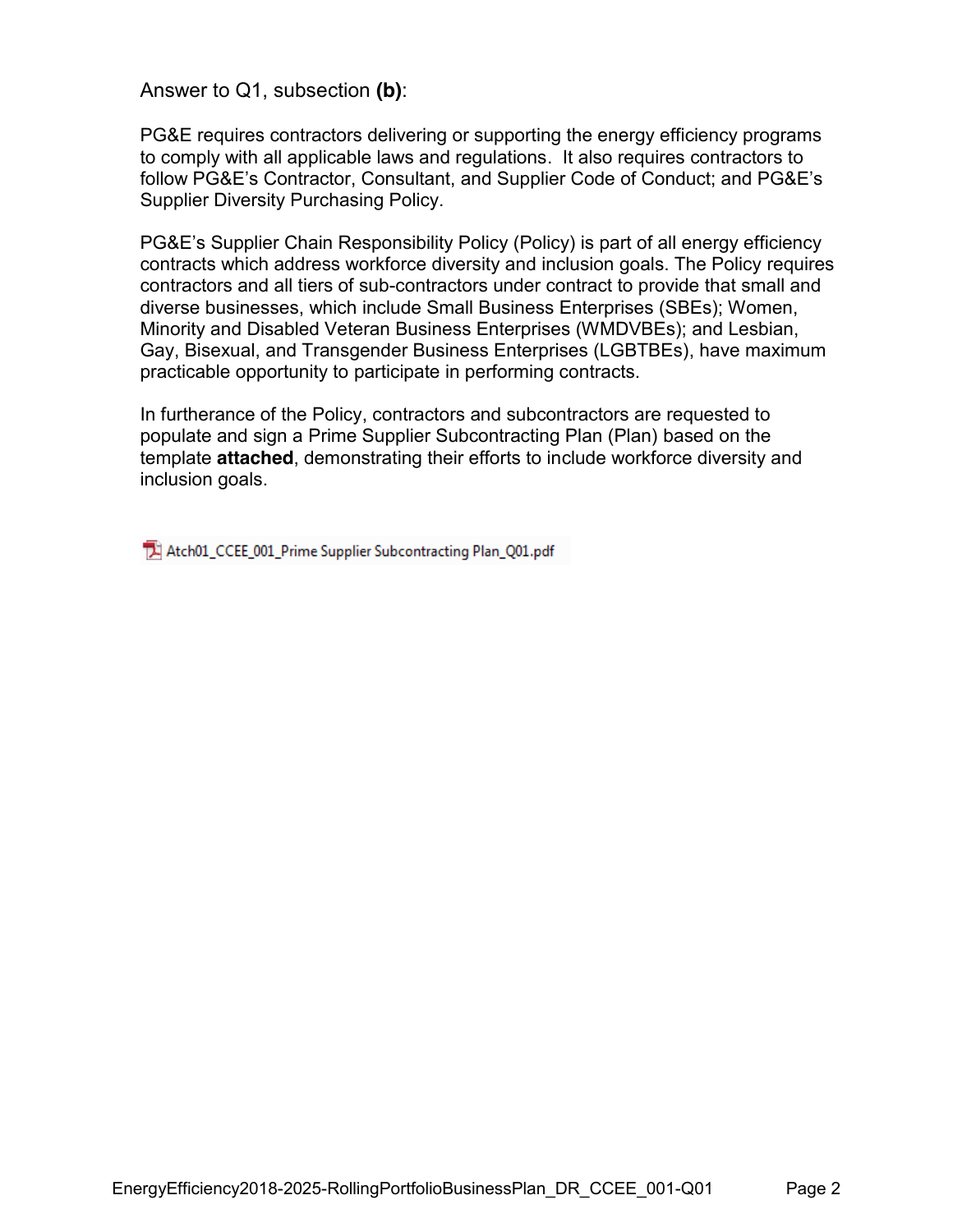Answer to Q1, subsection **(b)**:

PG&E requires contractors delivering or supporting the energy efficiency programs to comply with all applicable laws and regulations. It also requires contractors to follow PG&E's Contractor, Consultant, and Supplier Code of Conduct; and PG&E's Supplier Diversity Purchasing Policy.

PG&E's Supplier Chain Responsibility Policy (Policy) is part of all energy efficiency contracts which address workforce diversity and inclusion goals. The Policy requires contractors and all tiers of sub-contractors under contract to provide that small and diverse businesses, which include Small Business Enterprises (SBEs); Women, Minority and Disabled Veteran Business Enterprises (WMDVBEs); and Lesbian, Gay, Bisexual, and Transgender Business Enterprises (LGBTBEs), have maximum practicable opportunity to participate in performing contracts.

In furtherance of the Policy, contractors and subcontractors are requested to populate and sign a Prime Supplier Subcontracting Plan (Plan) based on the template **attached**, demonstrating their efforts to include workforce diversity and inclusion goals.

Atch01_CCEE_001_Prime Supplier Subcontracting Plan_Q01.pdf